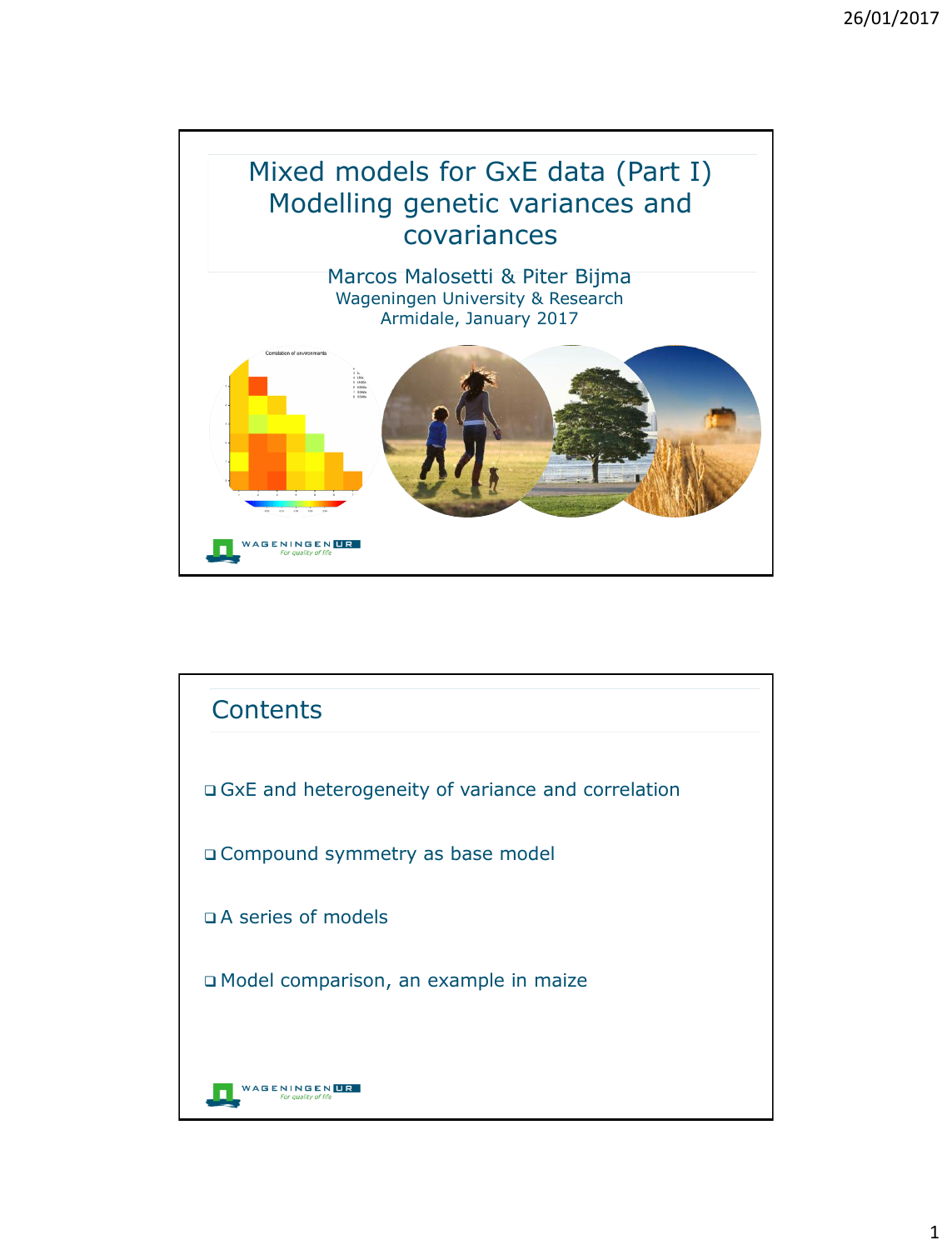# Mixed models for GxE data (Part I) Modelling genetic variances and covariances

Marcos Malosetti & Piter Bijma
Wageningen University & Research
Armidale, January 2017

## Contents

- GxE and heterogeneity of variance and correlation
- Compound symmetry as base model
- A series of models
- Model comparison, an example in maize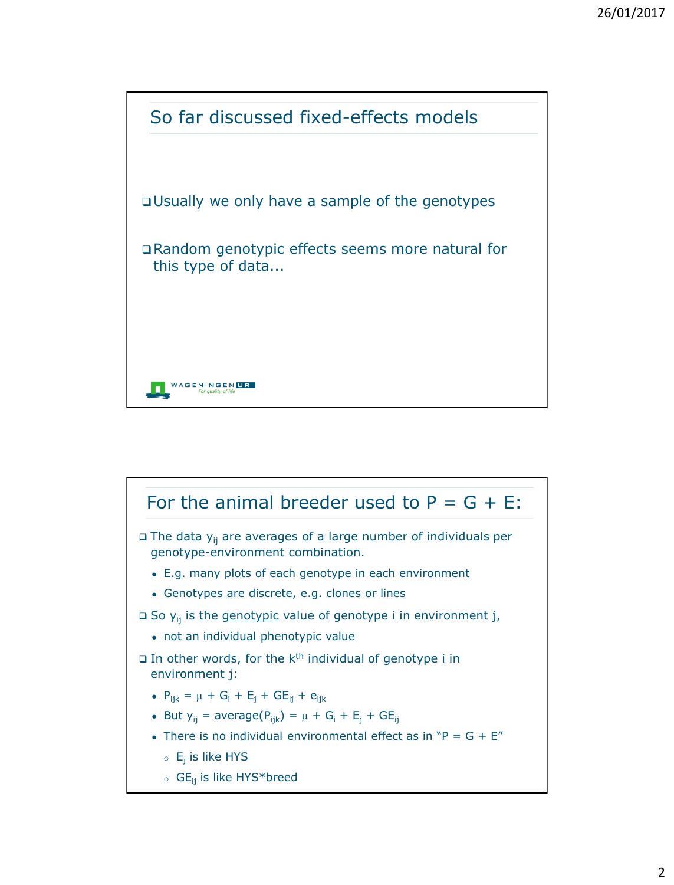## So far discussed fixed-effects models

- Usually we only have a sample of the genotypes
- Random genotypic effects seems more natural for this type of data...

## For the animal breeder used to P = G + E:

- The data $y_{ij}$ are averages of a large number of individuals per genotype-environment combination.
  - E.g. many plots of each genotype in each environment
  - Genotypes are discrete, e.g. clones or lines
- So $y_{ij}$ is the genotypic value of genotype i in environment j,
  - not an individual phenotypic value
- In other words, for the $k^{th}$ individual of genotype i in environment j:
  - $P_{ijk} = \mu + G_i + E_j + GE_{ij} + e_{ijk}$
  - But $y_{ij} = \text{average}(P_{ijk}) = \mu + G_i + E_j + GE_{ij}$
  - There is no individual environmental effect as in "P = G + E"
    - $E_j$ is like HYS
    - $GE_{ij}$ is like HYS*breed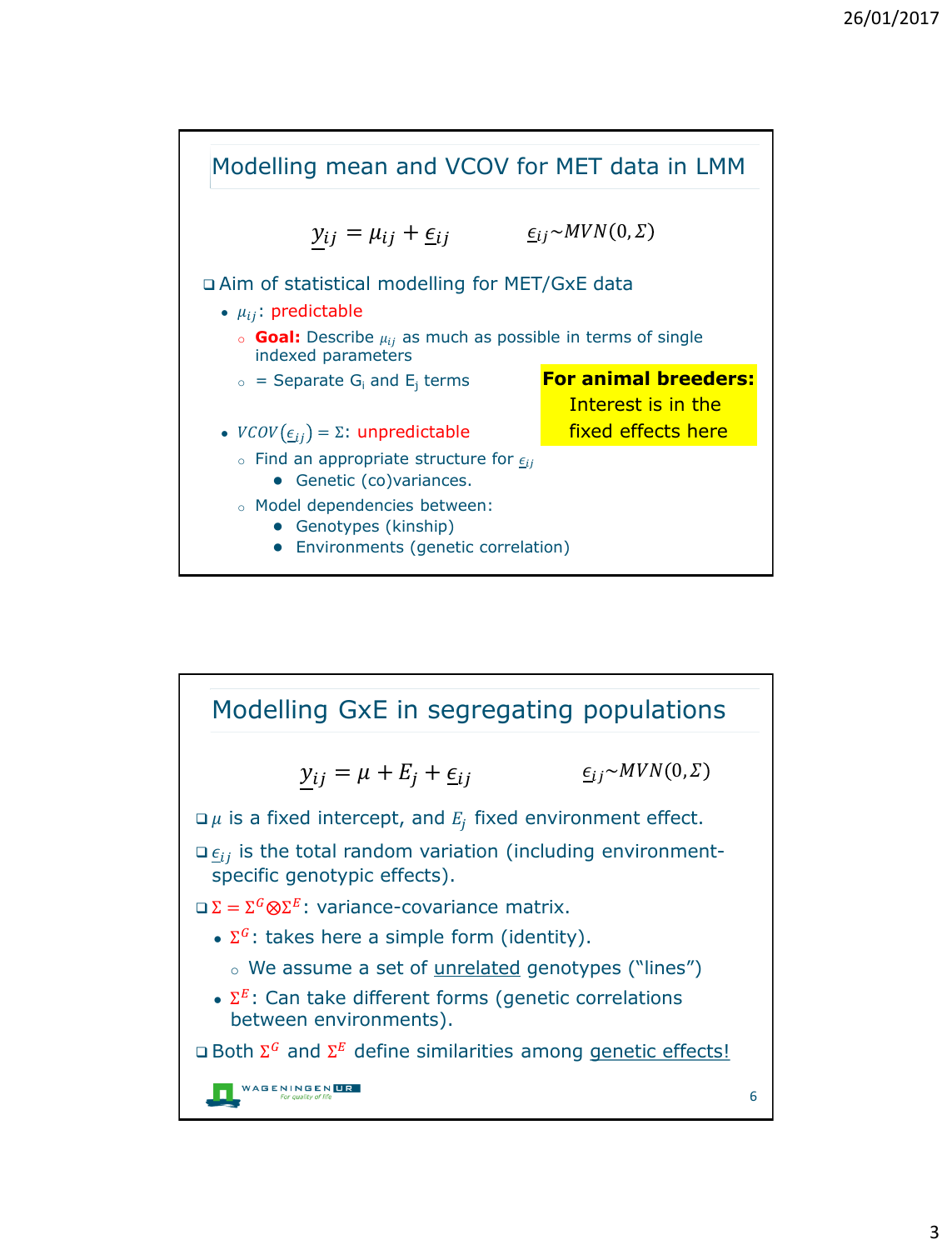## Modelling mean and VCOV for MET data in LMM

$$\underline{y}_{ij} = \mu_{ij} + \underline{\epsilon}_{ij} \qquad \underline{\epsilon}_{ij} \sim MVN(0, \Sigma)$$

- Aim of statistical modelling for MET/GxE data
  - $\mu_{ij}$: predictable
    - **Goal:** Describe $\mu_{ij}$ as much as possible in terms of single indexed parameters
    - = Separate $G_i$ and $E_j$ terms
  - $VCOV(\underline{\epsilon}_{ij}) = \Sigma$: unpredictable
    - Find an appropriate structure for $\underline{\epsilon}_{ij}$
      - Genetic (co)variances.
    - Model dependencies between:
      - Genotypes (kinship)
      - Environments (genetic correlation)

**For animal breeders:** Interest is in the fixed effects here

## Modelling GxE in segregating populations

$$\underline{y}_{ij} = \mu + E_j + \underline{\epsilon}_{ij} \qquad \underline{\epsilon}_{ij} \sim MVN(0, \Sigma)$$

- $\mu$ is a fixed intercept, and $E_j$ fixed environment effect.
- $\underline{\epsilon}_{ij}$ is the total random variation (including environment-specific genotypic effects).
- $\Sigma = \Sigma^G \otimes \Sigma^E$: variance-covariance matrix.
  - $\Sigma^G$: takes here a simple form (identity).
    - We assume a set of unrelated genotypes ("lines")
  - $\Sigma^E$: Can take different forms (genetic correlations between environments).
- Both $\Sigma^G$ and $\Sigma^E$ define similarities among genetic effects!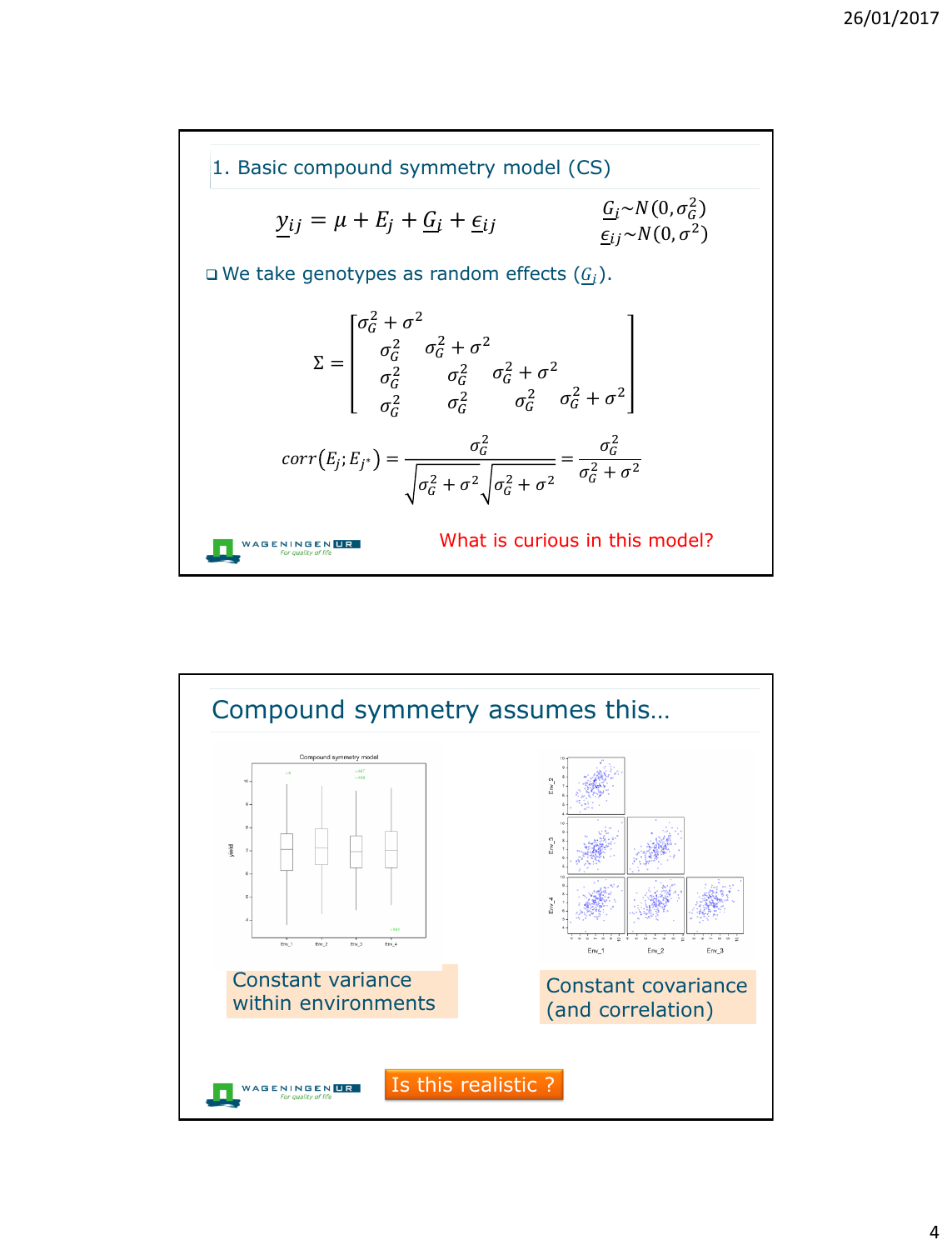## 1. Basic compound symmetry model (CS)

$$\underline{y}_{ij} = \mu + E_j + \underline{G}_i + \underline{\epsilon}_{ij} \qquad \begin{array}{l} \underline{G}_i \sim N(0, \sigma_G^2) \\ \underline{\epsilon}_{ij} \sim N(0, \sigma^2) \end{array}$$

- We take genotypes as random effects ($\underline{G}_i$).

$$\Sigma = \begin{bmatrix} \sigma_G^2 + \sigma^2 & & & \\ \sigma_G^2 & \sigma_G^2 + \sigma^2 & & \\ \sigma_G^2 & \sigma_G^2 & \sigma_G^2 + \sigma^2 & \\ \sigma_G^2 & \sigma_G^2 & \sigma_G^2 & \sigma_G^2 + \sigma^2 \end{bmatrix}$$

$$corr(E_j; E_{j^*}) = \frac{\sigma_G^2}{\sqrt{\sigma_G^2 + \sigma^2}\sqrt{\sigma_G^2 + \sigma^2}} = \frac{\sigma_G^2}{\sigma_G^2 + \sigma^2}$$

What is curious in this model?

## Compound symmetry assumes this…

Constant variance within environments

Constant covariance (and correlation)

Is this realistic ?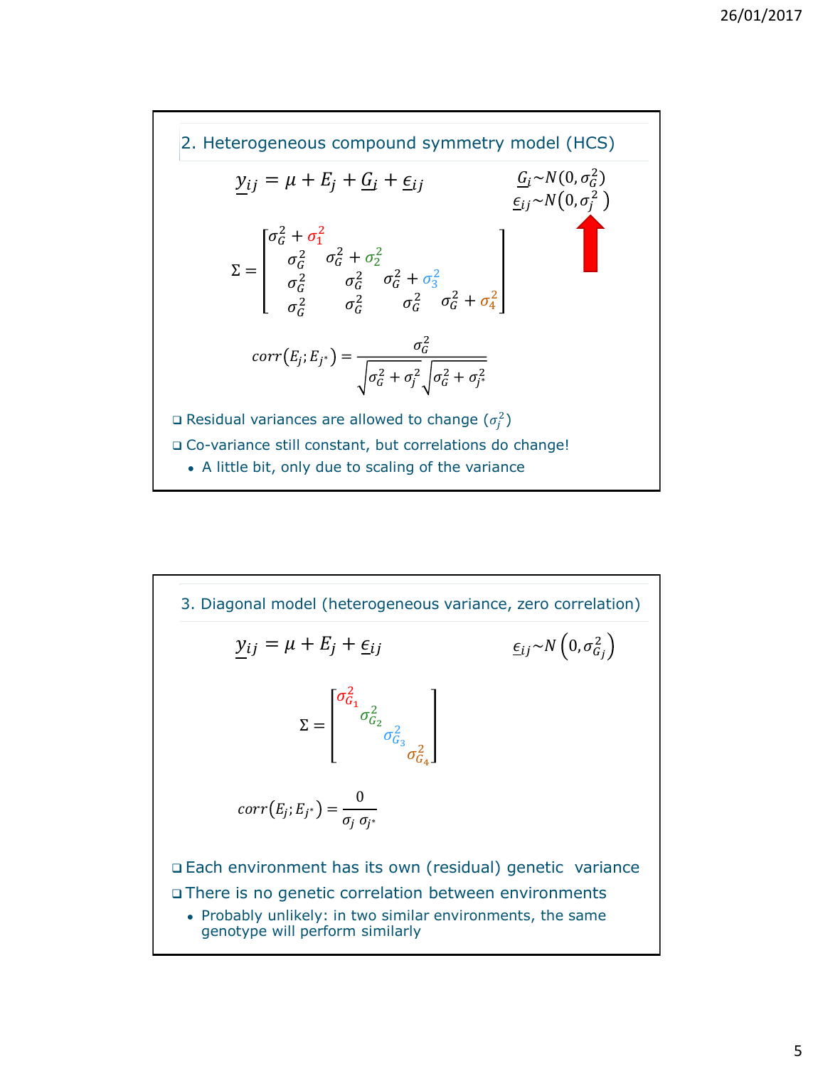## 2. Heterogeneous compound symmetry model (HCS)

$$\underline{y}_{ij} = \mu + E_j + \underline{G}_i + \underline{\epsilon}_{ij} \qquad \underline{G}_i \sim N(0, \sigma_G^2) \quad \underline{\epsilon}_{ij} \sim N(0, \sigma_j^2)$$

$$\Sigma = \begin{bmatrix} \sigma_G^2 + \sigma_1^2 & & & \\ \sigma_G^2 & \sigma_G^2 + \sigma_2^2 & & \\ \sigma_G^2 & \sigma_G^2 & \sigma_G^2 + \sigma_3^2 & \\ \sigma_G^2 & \sigma_G^2 & \sigma_G^2 & \sigma_G^2 + \sigma_4^2 \end{bmatrix}$$

$$corr(E_j; E_{j^*}) = \frac{\sigma_G^2}{\sqrt{\sigma_G^2 + \sigma_j^2}\sqrt{\sigma_G^2 + \sigma_{j^*}^2}}$$

- Residual variances are allowed to change ($\sigma_j^2$)
- Co-variance still constant, but correlations do change!
  - A little bit, only due to scaling of the variance

## 3. Diagonal model (heterogeneous variance, zero correlation)

$$\underline{y}_{ij} = \mu + E_j + \underline{\epsilon}_{ij} \qquad \underline{\epsilon}_{ij} \sim N\left(0, \sigma_{G_j}^2\right)$$

$$\Sigma = \begin{bmatrix} \sigma_{G_1}^2 & & & \\ & \sigma_{G_2}^2 & & \\ & & \sigma_{G_3}^2 & \\ & & & \sigma_{G_4}^2 \end{bmatrix}$$

$$corr(E_j; E_{j^*}) = \frac{0}{\sigma_j \, \sigma_{j^*}}$$

- Each environment has its own (residual) genetic variance
- There is no genetic correlation between environments
  - Probably unlikely: in two similar environments, the same genotype will perform similarly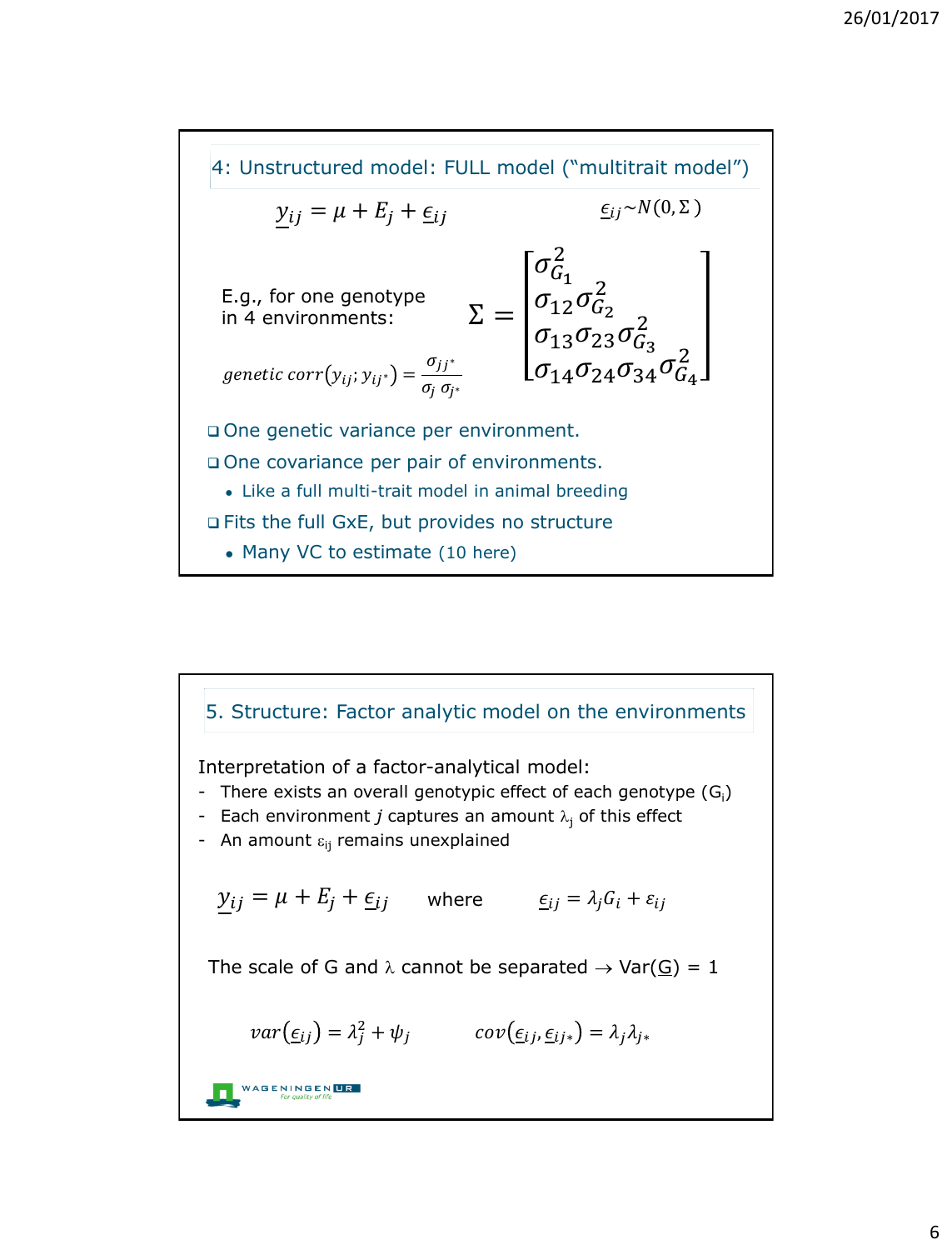## 4: Unstructured model: FULL model ("multitrait model")

$$\underline{y}_{ij} = \mu + E_j + \underline{\epsilon}_{ij} \qquad \underline{\epsilon}_{ij} \sim N(0, \Sigma)$$

E.g., for one genotype in 4 environments:

$$\Sigma = \begin{bmatrix} \sigma^2_{G_1} & & & \\ \sigma_{12} & \sigma^2_{G_2} & & \\ \sigma_{13} & \sigma_{23} & \sigma^2_{G_3} & \\ \sigma_{14} & \sigma_{24} & \sigma_{34} & \sigma^2_{G_4} \end{bmatrix}$$

$$genetic\ corr(y_{ij}; y_{ij^*}) = \frac{\sigma_{jj^*}}{\sigma_j\ \sigma_{j^*}}$$

- One genetic variance per environment.
- One covariance per pair of environments.
  - Like a full multi-trait model in animal breeding
- Fits the full GxE, but provides no structure
  - Many VC to estimate (10 here)

## 5. Structure: Factor analytic model on the environments

Interpretation of a factor-analytical model:

- There exists an overall genotypic effect of each genotype ($G_i$)
- Each environment $j$ captures an amount $\lambda_j$ of this effect
- An amount $\varepsilon_{ij}$ remains unexplained

$$\underline{y}_{ij} = \mu + E_j + \underline{\epsilon}_{ij} \quad \text{where} \quad \underline{\epsilon}_{ij} = \lambda_j G_i + \varepsilon_{ij}$$

The scale of G and $\lambda$ cannot be separated $\rightarrow$ Var($\underline{G}$) = 1

$$var(\underline{\epsilon}_{ij}) = \lambda_j^2 + \psi_j \qquad cov(\underline{\epsilon}_{ij}, \underline{\epsilon}_{ij*}) = \lambda_j \lambda_{j*}$$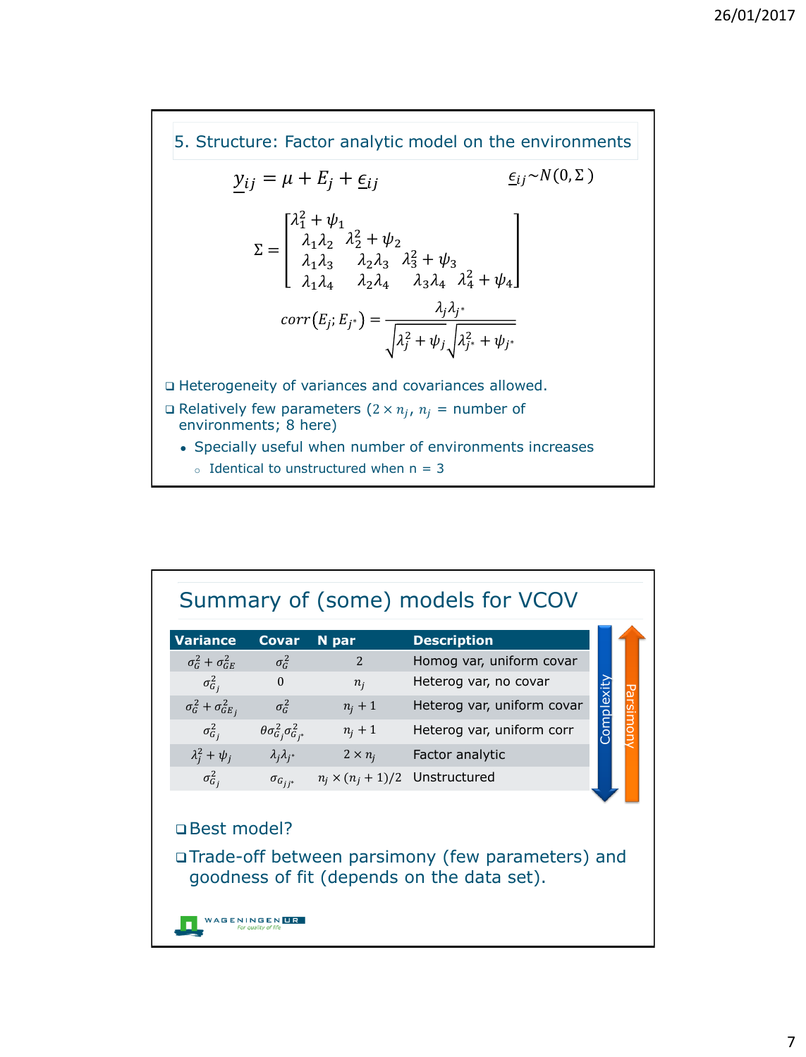## 5. Structure: Factor analytic model on the environments

$$\underline{y}_{ij} = \mu + E_j + \underline{\epsilon}_{ij} \qquad \underline{\epsilon}_{ij} \sim N(0, \Sigma)$$

$$\Sigma = \begin{bmatrix} \lambda_1^2 + \psi_1 & & & \\ \lambda_1\lambda_2 & \lambda_2^2 + \psi_2 & & \\ \lambda_1\lambda_3 & \lambda_2\lambda_3 & \lambda_3^2 + \psi_3 & \\ \lambda_1\lambda_4 & \lambda_2\lambda_4 & \lambda_3\lambda_4 & \lambda_4^2 + \psi_4 \end{bmatrix}$$

$$corr(E_j; E_{j^*}) = \frac{\lambda_j \lambda_{j^*}}{\sqrt{\lambda_j^2 + \psi_j}\sqrt{\lambda_{j^*}^2 + \psi_{j^*}}}$$

- Heterogeneity of variances and covariances allowed.
- Relatively few parameters ($2 \times n_j$, $n_j$ = number of environments; 8 here)
  - Specially useful when number of environments increases
    - Identical to unstructured when n = 3

## Summary of (some) models for VCOV

| Variance | Covar | N par | Description |
|---|---|---|---|
| $\sigma_G^2 + \sigma_{GE}^2$ | $\sigma_G^2$ | 2 | Homog var, uniform covar |
| $\sigma_{G_j}^2$ | 0 | $n_j$ | Heterog var, no covar |
| $\sigma_G^2 + \sigma_{GE_j}^2$ | $\sigma_G^2$ | $n_j + 1$ | Heterog var, uniform covar |
| $\sigma_{G_j}^2$ | $\theta\sigma_{G_j}^2\sigma_{G_{j^*}}^2$ | $n_j + 1$ | Heterog var, uniform corr |
| $\lambda_j^2 + \psi_j$ | $\lambda_j\lambda_{j^*}$ | $2 \times n_j$ | Factor analytic |
| $\sigma_{G_j}^2$ | $\sigma_{G_{jj^*}}$ | $n_j \times (n_j + 1)/2$ | Unstructured |

Complexity (increasing downward) / Parsimony (increasing upward)

- Best model?
- Trade-off between parsimony (few parameters) and goodness of fit (depends on the data set).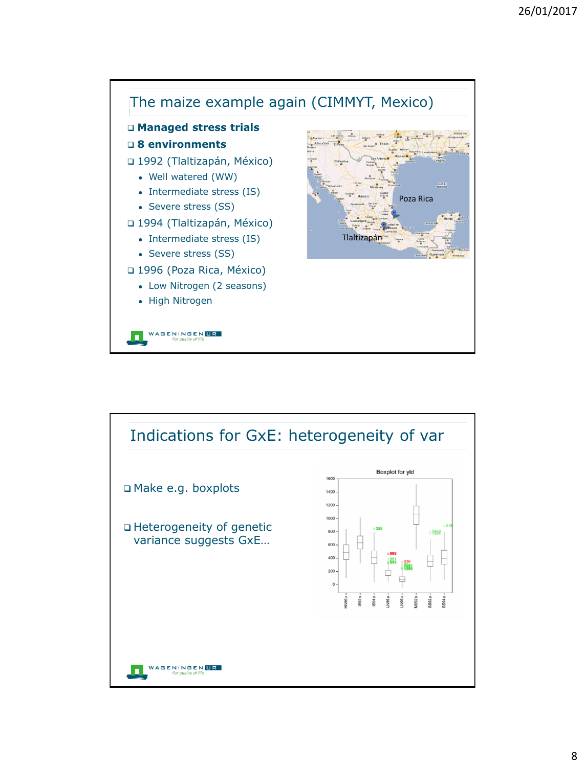## The maize example again (CIMMYT, Mexico)

- **Managed stress trials**
- **8 environments**
- 1992 (Tlaltizapán, México)
  - Well watered (WW)
  - Intermediate stress (IS)
  - Severe stress (SS)
- 1994 (Tlaltizapán, México)
  - Intermediate stress (IS)
  - Severe stress (SS)
- 1996 (Poza Rica, México)
  - Low Nitrogen (2 seasons)
  - High Nitrogen

## Indications for GxE: heterogeneity of var

- Make e.g. boxplots
- Heterogeneity of genetic variance suggests GxE…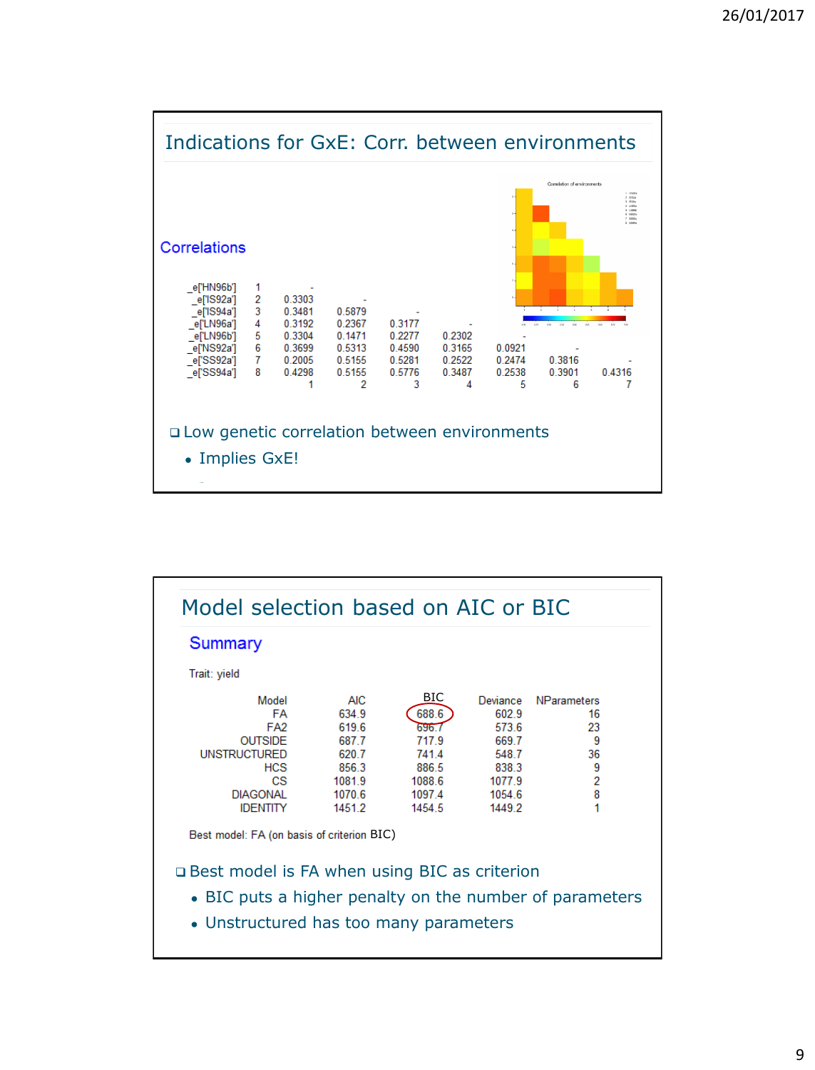## Indications for GxE: Corr. between environments

### Correlations

| | | | | | | | | | |
|---|---|---|---|---|---|---|---|---|---|
| _e['HN96b'] | 1 | - | | | | | | | |
| _e['IS92a'] | 2 | 0.3303 | - | | | | | | |
| _e['IS94a'] | 3 | 0.3481 | 0.5879 | - | | | | | |
| _e['LN96a'] | 4 | 0.3192 | 0.2367 | 0.3177 | - | | | | |
| _e['LN96b'] | 5 | 0.3304 | 0.1471 | 0.2277 | 0.2302 | - | | | |
| _e['NS92a'] | 6 | 0.3699 | 0.5313 | 0.4590 | 0.3165 | 0.0921 | - | | |
| _e['SS92a'] | 7 | 0.2005 | 0.5155 | 0.5281 | 0.2522 | 0.2474 | 0.3816 | - | |
| _e['SS94a'] | 8 | 0.4298 | 0.5155 | 0.5776 | 0.3487 | 0.2538 | 0.3901 | 0.4316 | - |
| | | 1 | 2 | 3 | 4 | 5 | 6 | 7 | |

- Low genetic correlation between environments
  - Implies GxE!

## Model selection based on AIC or BIC

### Summary

Trait: yield

| Model | AIC | BIC | Deviance | NParameters |
|---|---|---|---|---|
| FA | 634.9 | 688.6 | 602.9 | 16 |
| FA2 | 619.6 | 696.7 | 573.6 | 23 |
| OUTSIDE | 687.7 | 717.9 | 669.7 | 9 |
| UNSTRUCTURED | 620.7 | 741.4 | 548.7 | 36 |
| HCS | 856.3 | 886.5 | 838.3 | 9 |
| CS | 1081.9 | 1088.6 | 1077.9 | 2 |
| DIAGONAL | 1070.6 | 1097.4 | 1054.6 | 8 |
| IDENTITY | 1451.2 | 1454.5 | 1449.2 | 1 |

Best model: FA (on basis of criterion BIC)

- Best model is FA when using BIC as criterion
  - BIC puts a higher penalty on the number of parameters
  - Unstructured has too many parameters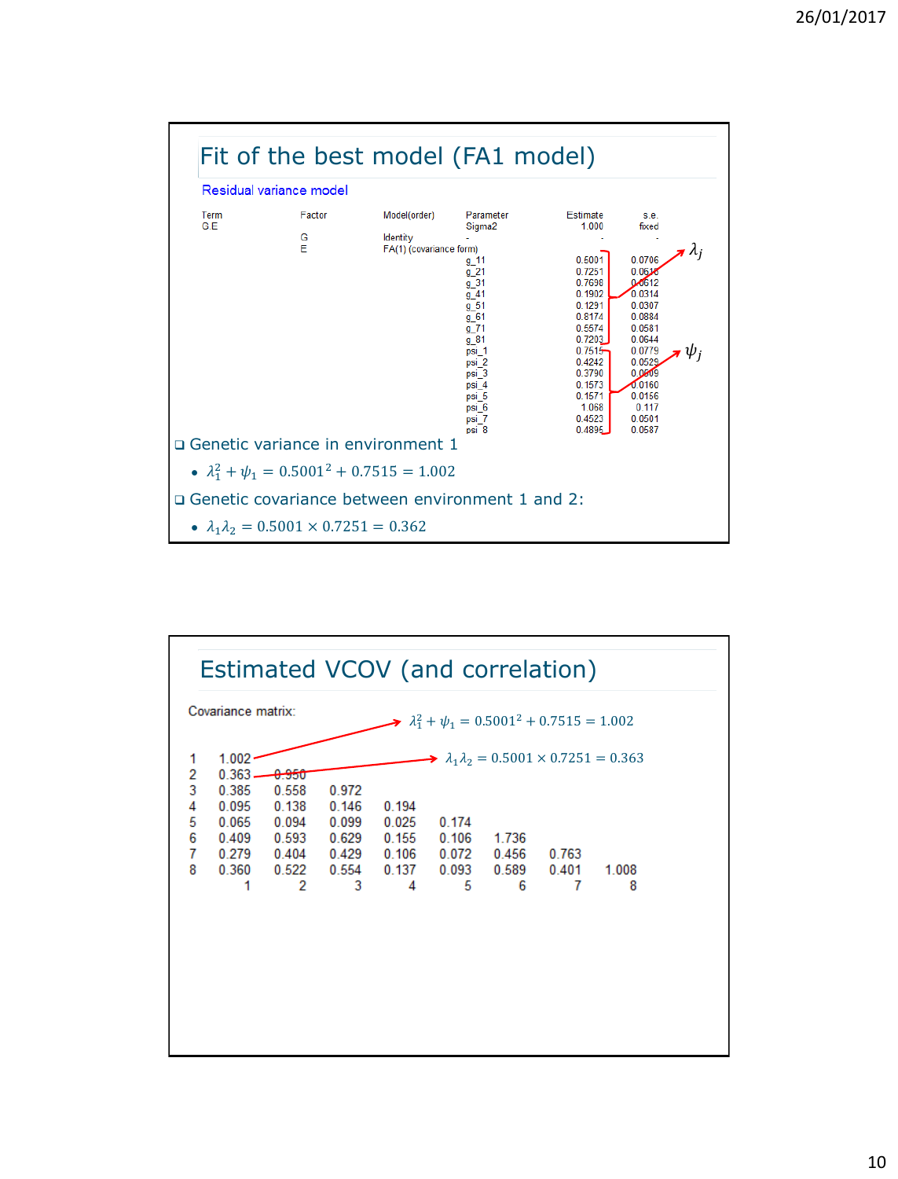# Fit of the best model (FA1 model)

**Residual variance model**

| Term | Factor | Model(order) | Parameter | Estimate | s.e. |
|---|---|---|---|---|---|
| G.E | | | Sigma2 | 1.000 | fixed |
| | G | Identity | - | - | - |
| | E | FA(1) (covariance form) | | | |
| | | | g_11 | 0.5001 | 0.0706 |
| | | | g_21 | 0.7251 | 0.0618 |
| | | | g_31 | 0.7698 | 0.0612 |
| | | | g_41 | 0.1902 | 0.0314 |
| | | | g_51 | 0.1291 | 0.0307 |
| | | | g_61 | 0.8174 | 0.0884 |
| | | | g_71 | 0.5574 | 0.0581 |
| | | | g_81 | 0.7203 | 0.0644 |
| | | | psi_1 | 0.7515 | 0.0779 |
| | | | psi_2 | 0.4242 | 0.0529 |
| | | | psi_3 | 0.3790 | 0.0509 |
| | | | psi_4 | 0.1573 | 0.0160 |
| | | | psi_5 | 0.1571 | 0.0156 |
| | | | psi_6 | 1.068 | 0.117 |
| | | | psi_7 | 0.4523 | 0.0501 |
| | | | psi_8 | 0.4895 | 0.0587 |

g_11 to g_81: $\lambda_j$

psi_1 to psi_8: $\psi_j$

- Genetic variance in environment 1
  - $\lambda_1^2 + \psi_1 = 0.5001^2 + 0.7515 = 1.002$
- Genetic covariance between environment 1 and 2:
  - $\lambda_1\lambda_2 = 0.5001 \times 0.7251 = 0.362$

# Estimated VCOV (and correlation)

Covariance matrix:

| | | | | | | | | |
|---|---|---|---|---|---|---|---|---|
| 1 | 1.002 | | | | | | | |
| 2 | 0.363 | 0.950 | | | | | | |
| 3 | 0.385 | 0.558 | 0.972 | | | | | |
| 4 | 0.095 | 0.138 | 0.146 | 0.194 | | | | |
| 5 | 0.065 | 0.094 | 0.099 | 0.025 | 0.174 | | | |
| 6 | 0.409 | 0.593 | 0.629 | 0.155 | 0.106 | 1.736 | | |
| 7 | 0.279 | 0.404 | 0.429 | 0.106 | 0.072 | 0.456 | 0.763 | |
| 8 | 0.360 | 0.522 | 0.554 | 0.137 | 0.093 | 0.589 | 0.401 | 1.008 |
| | 1 | 2 | 3 | 4 | 5 | 6 | 7 | 8 |

$\lambda_1^2 + \psi_1 = 0.5001^2 + 0.7515 = 1.002$

$\lambda_1\lambda_2 = 0.5001 \times 0.7251 = 0.363$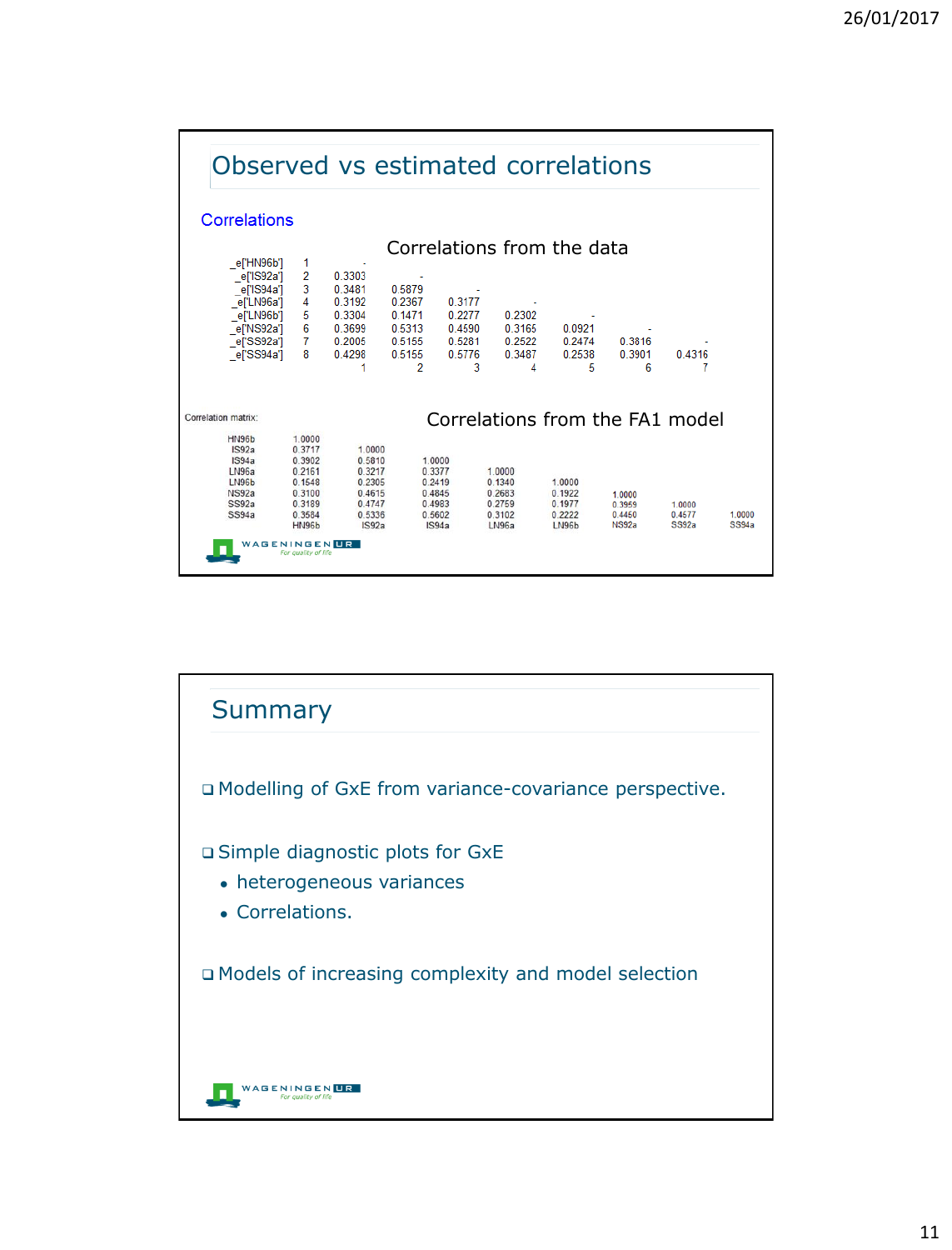## Observed vs estimated correlations

Correlations

Correlations from the data

| | | | | | | | | |
|---|---|---|---|---|---|---|---|---|
| _e['HN96b'] | 1 | - | | | | | | |
| _e['IS92a'] | 2 | 0.3303 | - | | | | | |
| _e['IS94a'] | 3 | 0.3481 | 0.5879 | - | | | | |
| _e['LN96a'] | 4 | 0.3192 | 0.2367 | 0.3177 | - | | | |
| _e['LN96b'] | 5 | 0.3304 | 0.1471 | 0.2277 | 0.2302 | - | | |
| _e['NS92a'] | 6 | 0.3699 | 0.5313 | 0.4590 | 0.3165 | 0.0921 | - | |
| _e['SS92a'] | 7 | 0.2005 | 0.5155 | 0.5281 | 0.2522 | 0.2474 | 0.3816 | - |
| _e['SS94a'] | 8 | 0.4298 | 0.5155 | 0.5776 | 0.3487 | 0.2538 | 0.3901 | 0.4316 |
| | | 1 | 2 | 3 | 4 | 5 | 6 | 7 |

Correlation matrix:

Correlations from the FA1 model

| | | | | | | | | |
|---|---|---|---|---|---|---|---|---|
| HN96b | 1.0000 | | | | | | | |
| IS92a | 0.3717 | 1.0000 | | | | | | |
| IS94a | 0.3902 | 0.5810 | 1.0000 | | | | | |
| LN96a | 0.2161 | 0.3217 | 0.3377 | 1.0000 | | | | |
| LN96b | 0.1548 | 0.2305 | 0.2419 | 0.1340 | 1.0000 | | | |
| NS92a | 0.3100 | 0.4615 | 0.4845 | 0.2683 | 0.1922 | 1.0000 | | |
| SS92a | 0.3189 | 0.4747 | 0.4983 | 0.2759 | 0.1977 | 0.3959 | 1.0000 | |
| SS94a | 0.3584 | 0.5336 | 0.5602 | 0.3102 | 0.2222 | 0.4450 | 0.4577 | 1.0000 |
| | HN96b | IS92a | IS94a | LN96a | LN96b | NS92a | SS92a | SS94a |

## Summary

- Modelling of GxE from variance-covariance perspective.
- Simple diagnostic plots for GxE
  - heterogeneous variances
  - Correlations.
- Models of increasing complexity and model selection